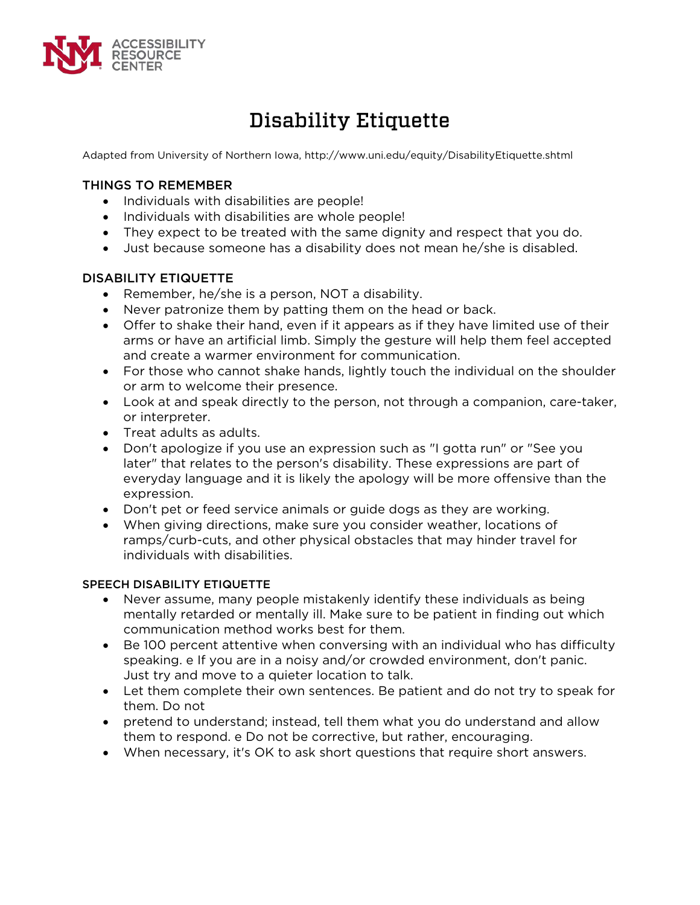ACCESSIBILITY RESOURCE CENTER

# Disability Etiquette

Adapted from University of Northern Iowa, http://www.uni.edu/equity/DisabilityEtiquette.shtml

## THINGS TO REMEMBER

- Individuals with disabilities are people!
- Individuals with disabilities are whole people!
- They expect to be treated with the same dignity and respect that you do.
- Just because someone has a disability does not mean he/she is disabled.

## DISABILITY ETIQUETTE

- Remember, he/she is a person, NOT a disability.
- Never patronize them by patting them on the head or back.
- Offer to shake their hand, even if it appears as if they have limited use of their arms or have an artificial limb. Simply the gesture will help them feel accepted and create a warmer environment for communication.
- For those who cannot shake hands, lightly touch the individual on the shoulder or arm to welcome their presence.
- Look at and speak directly to the person, not through a companion, care-taker, or interpreter.
- Treat adults as adults.
- Don't apologize if you use an expression such as "I gotta run" or "See you later" that relates to the person's disability. These expressions are part of everyday language and it is likely the apology will be more offensive than the expression.
- Don't pet or feed service animals or guide dogs as they are working.
- When giving directions, make sure you consider weather, locations of ramps/curb-cuts, and other physical obstacles that may hinder travel for individuals with disabilities.

## SPEECH DISABILITY ETIQUETTE

- Never assume, many people mistakenly identify these individuals as being mentally retarded or mentally ill. Make sure to be patient in finding out which communication method works best for them.
- Be 100 percent attentive when conversing with an individual who has difficulty speaking. e If you are in a noisy and/or crowded environment, don't panic. Just try and move to a quieter location to talk.
- Let them complete their own sentences. Be patient and do not try to speak for them. Do not
- pretend to understand; instead, tell them what you do understand and allow them to respond. e Do not be corrective, but rather, encouraging.
- When necessary, it's OK to ask short questions that require short answers.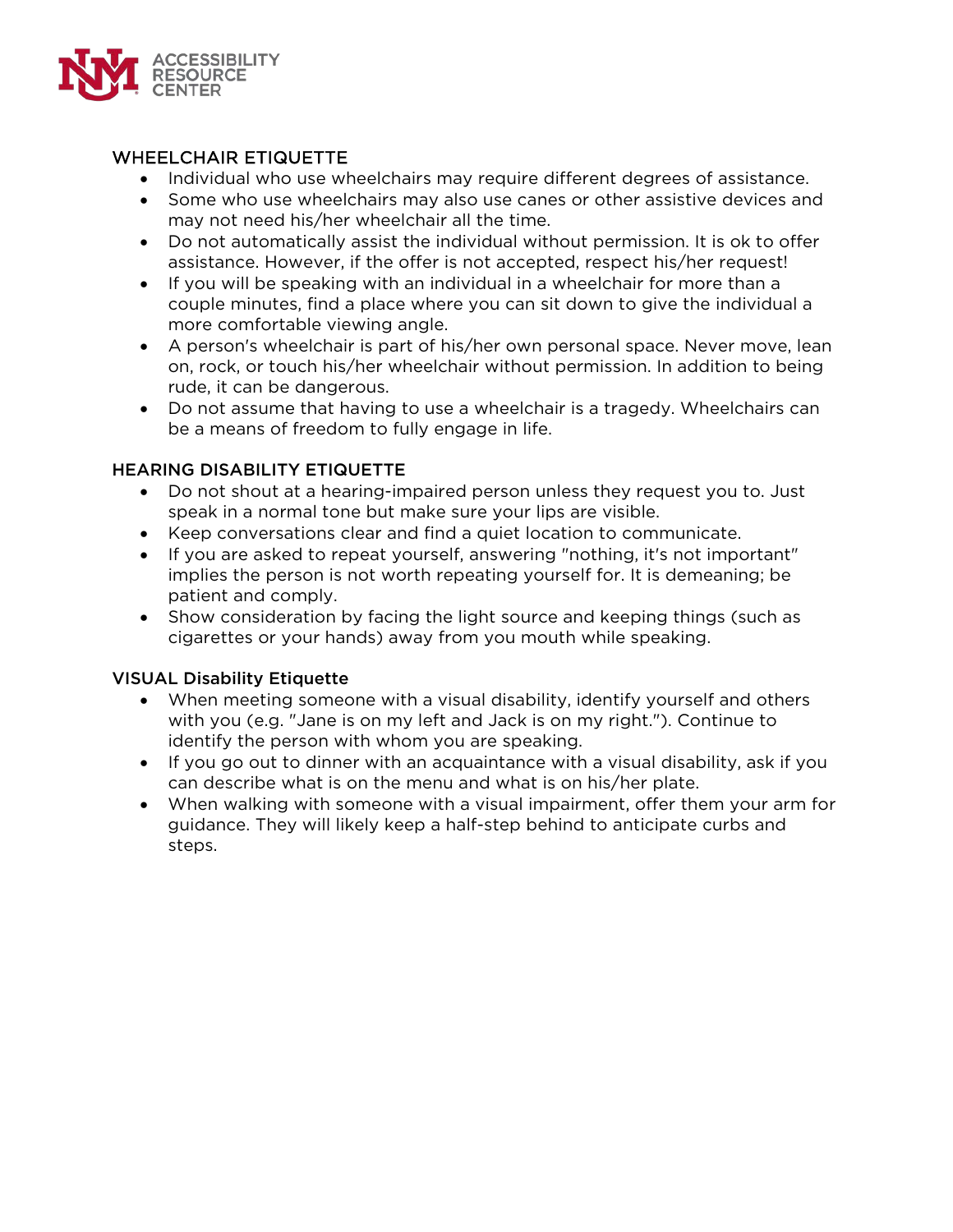## WHEELCHAIR ETIQUETTE

- Individual who use wheelchairs may require different degrees of assistance.
- Some who use wheelchairs may also use canes or other assistive devices and may not need his/her wheelchair all the time.
- Do not automatically assist the individual without permission. It is ok to offer assistance. However, if the offer is not accepted, respect his/her request!
- If you will be speaking with an individual in a wheelchair for more than a couple minutes, find a place where you can sit down to give the individual a more comfortable viewing angle.
- A person's wheelchair is part of his/her own personal space. Never move, lean on, rock, or touch his/her wheelchair without permission. In addition to being rude, it can be dangerous.
- Do not assume that having to use a wheelchair is a tragedy. Wheelchairs can be a means of freedom to fully engage in life.

## HEARING DISABILITY ETIQUETTE

- Do not shout at a hearing-impaired person unless they request you to. Just speak in a normal tone but make sure your lips are visible.
- Keep conversations clear and find a quiet location to communicate.
- If you are asked to repeat yourself, answering "nothing, it's not important" implies the person is not worth repeating yourself for. It is demeaning; be patient and comply.
- Show consideration by facing the light source and keeping things (such as cigarettes or your hands) away from you mouth while speaking.

## VISUAL Disability Etiquette

- When meeting someone with a visual disability, identify yourself and others with you (e.g. "Jane is on my left and Jack is on my right."). Continue to identify the person with whom you are speaking.
- If you go out to dinner with an acquaintance with a visual disability, ask if you can describe what is on the menu and what is on his/her plate.
- When walking with someone with a visual impairment, offer them your arm for guidance. They will likely keep a half-step behind to anticipate curbs and steps.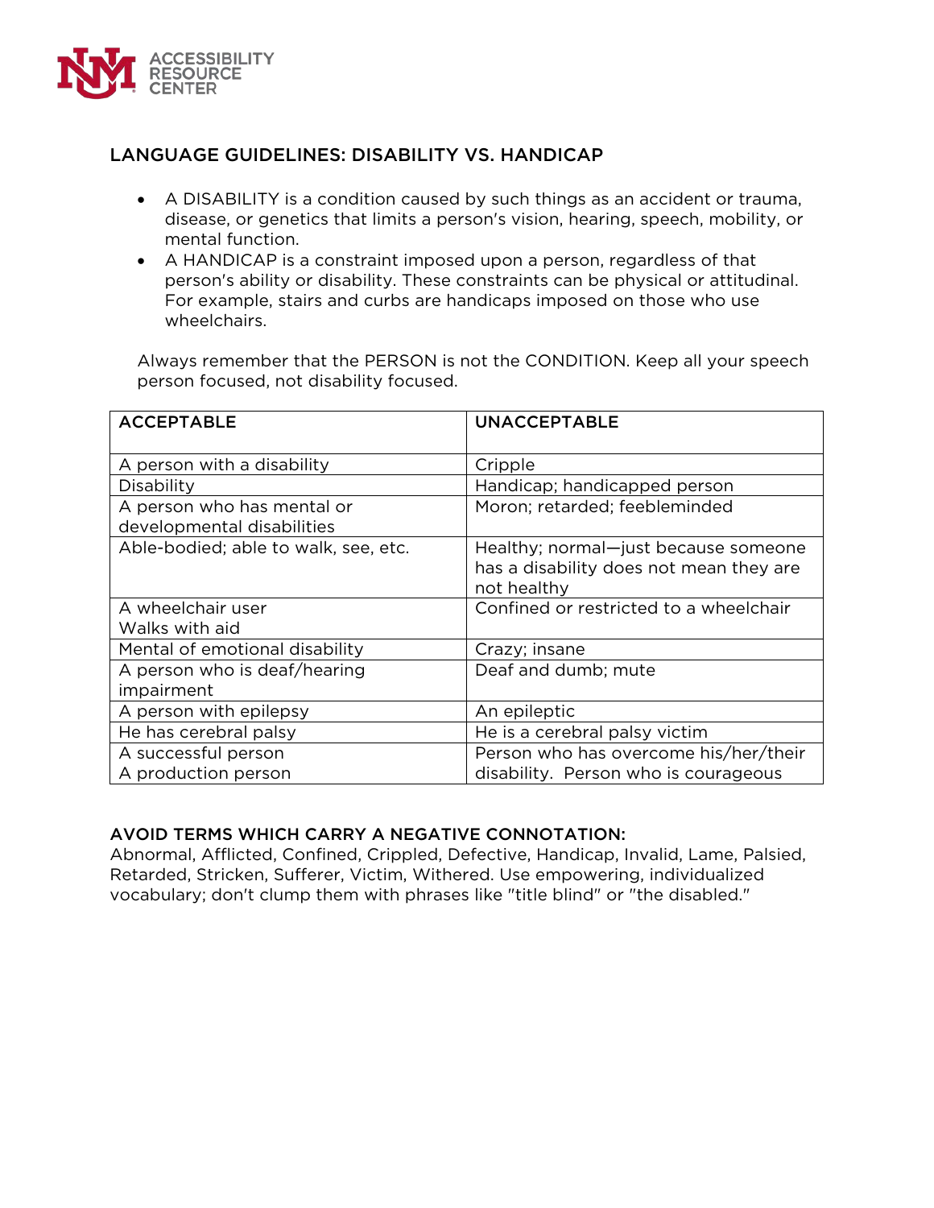ACCESSIBILITY RESOURCE CENTER

## LANGUAGE GUIDELINES: DISABILITY VS. HANDICAP

- A DISABILITY is a condition caused by such things as an accident or trauma, disease, or genetics that limits a person's vision, hearing, speech, mobility, or mental function.
- A HANDICAP is a constraint imposed upon a person, regardless of that person's ability or disability. These constraints can be physical or attitudinal. For example, stairs and curbs are handicaps imposed on those who use wheelchairs.

Always remember that the PERSON is not the CONDITION. Keep all your speech person focused, not disability focused.

| ACCEPTABLE | UNACCEPTABLE |
|---|---|
| A person with a disability | Cripple |
| Disability | Handicap; handicapped person |
| A person who has mental or developmental disabilities | Moron; retarded; feebleminded |
| Able-bodied; able to walk, see, etc. | Healthy; normal—just because someone has a disability does not mean they are not healthy |
| A wheelchair user<br>Walks with aid | Confined or restricted to a wheelchair |
| Mental of emotional disability | Crazy; insane |
| A person who is deaf/hearing impairment | Deaf and dumb; mute |
| A person with epilepsy | An epileptic |
| He has cerebral palsy | He is a cerebral palsy victim |
| A successful person<br>A production person | Person who has overcome his/her/their disability. Person who is courageous |

**AVOID TERMS WHICH CARRY A NEGATIVE CONNOTATION:**
Abnormal, Afflicted, Confined, Crippled, Defective, Handicap, Invalid, Lame, Palsied, Retarded, Stricken, Sufferer, Victim, Withered. Use empowering, individualized vocabulary; don't clump them with phrases like "title blind" or "the disabled."